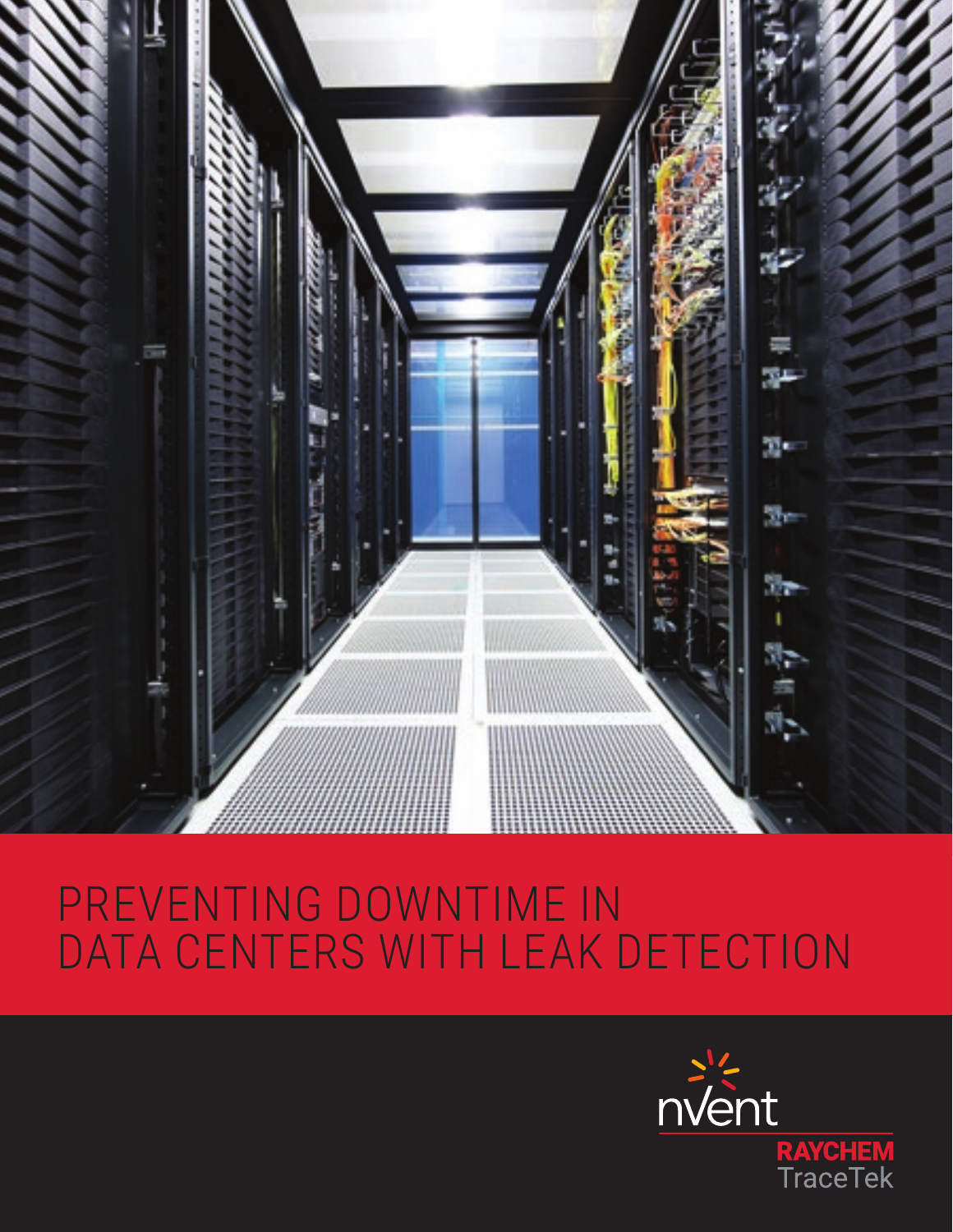# PREVENTING DOWNTIME IN DATA CENTERS WITH LEAK DETECTION

nVent
RAYCHEM
TraceTek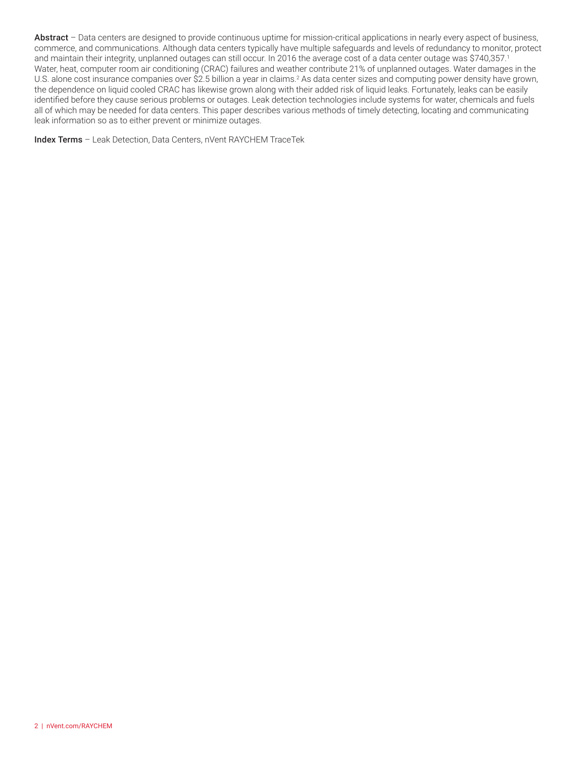**Abstract** – Data centers are designed to provide continuous uptime for mission-critical applications in nearly every aspect of business, commerce, and communications. Although data centers typically have multiple safeguards and levels of redundancy to monitor, protect and maintain their integrity, unplanned outages can still occur. In 2016 the average cost of a data center outage was $740,357.[1] Water, heat, computer room air conditioning (CRAC) failures and weather contribute 21% of unplanned outages. Water damages in the U.S. alone cost insurance companies over $2.5 billion a year in claims.[2] As data center sizes and computing power density have grown, the dependence on liquid cooled CRAC has likewise grown along with their added risk of liquid leaks. Fortunately, leaks can be easily identified before they cause serious problems or outages. Leak detection technologies include systems for water, chemicals and fuels all of which may be needed for data centers. This paper describes various methods of timely detecting, locating and communicating leak information so as to either prevent or minimize outages.

**Index Terms** – Leak Detection, Data Centers, nVent RAYCHEM TraceTek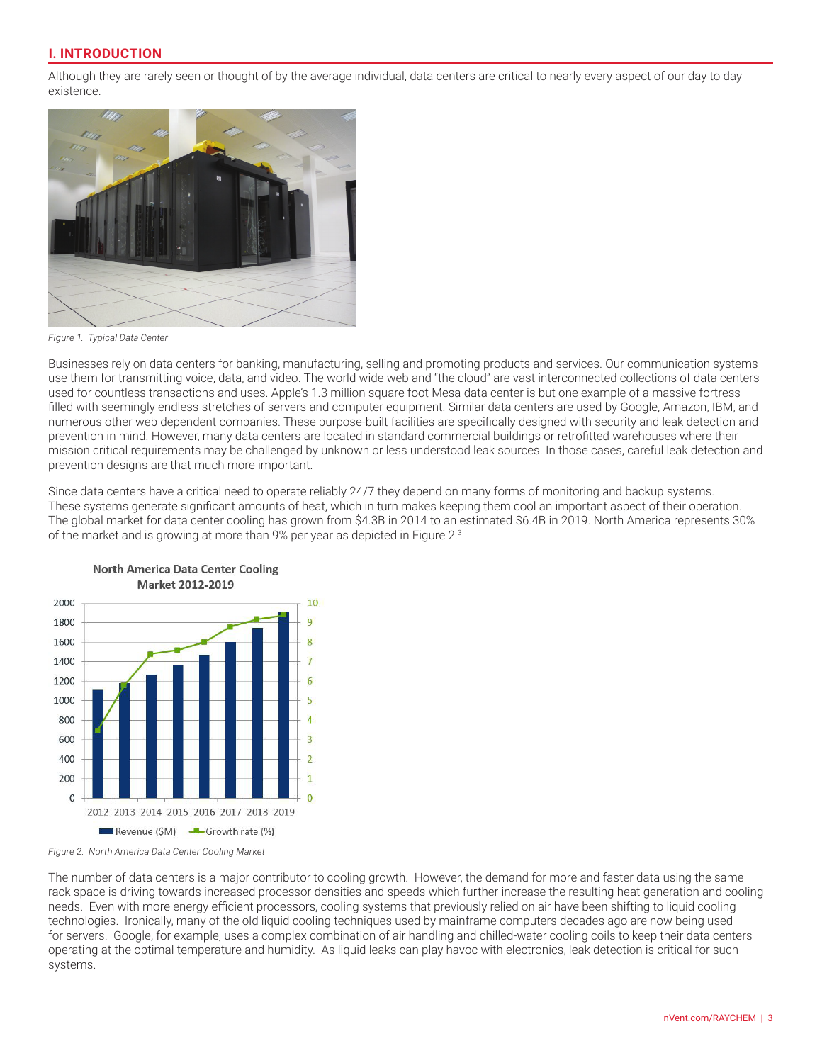## I. INTRODUCTION

Although they are rarely seen or thought of by the average individual, data centers are critical to nearly every aspect of our day to day existence.

*Figure 1. Typical Data Center*

Businesses rely on data centers for banking, manufacturing, selling and promoting products and services. Our communication systems use them for transmitting voice, data, and video. The world wide web and "the cloud" are vast interconnected collections of data centers used for countless transactions and uses. Apple's 1.3 million square foot Mesa data center is but one example of a massive fortress filled with seemingly endless stretches of servers and computer equipment. Similar data centers are used by Google, Amazon, IBM, and numerous other web dependent companies. These purpose-built facilities are specifically designed with security and leak detection and prevention in mind. However, many data centers are located in standard commercial buildings or retrofitted warehouses where their mission critical requirements may be challenged by unknown or less understood leak sources. In those cases, careful leak detection and prevention designs are that much more important.

Since data centers have a critical need to operate reliably 24/7 they depend on many forms of monitoring and backup systems. These systems generate significant amounts of heat, which in turn makes keeping them cool an important aspect of their operation. The global market for data center cooling has grown from $4.3B in 2014 to an estimated $6.4B in 2019. North America represents 30% of the market and is growing at more than 9% per year as depicted in Figure 2.[3]

*Figure 2. North America Data Center Cooling Market*

The number of data centers is a major contributor to cooling growth. However, the demand for more and faster data using the same rack space is driving towards increased processor densities and speeds which further increase the resulting heat generation and cooling needs. Even with more energy efficient processors, cooling systems that previously relied on air have been shifting to liquid cooling technologies. Ironically, many of the old liquid cooling techniques used by mainframe computers decades ago are now being used for servers. Google, for example, uses a complex combination of air handling and chilled-water cooling coils to keep their data centers operating at the optimal temperature and humidity. As liquid leaks can play havoc with electronics, leak detection is critical for such systems.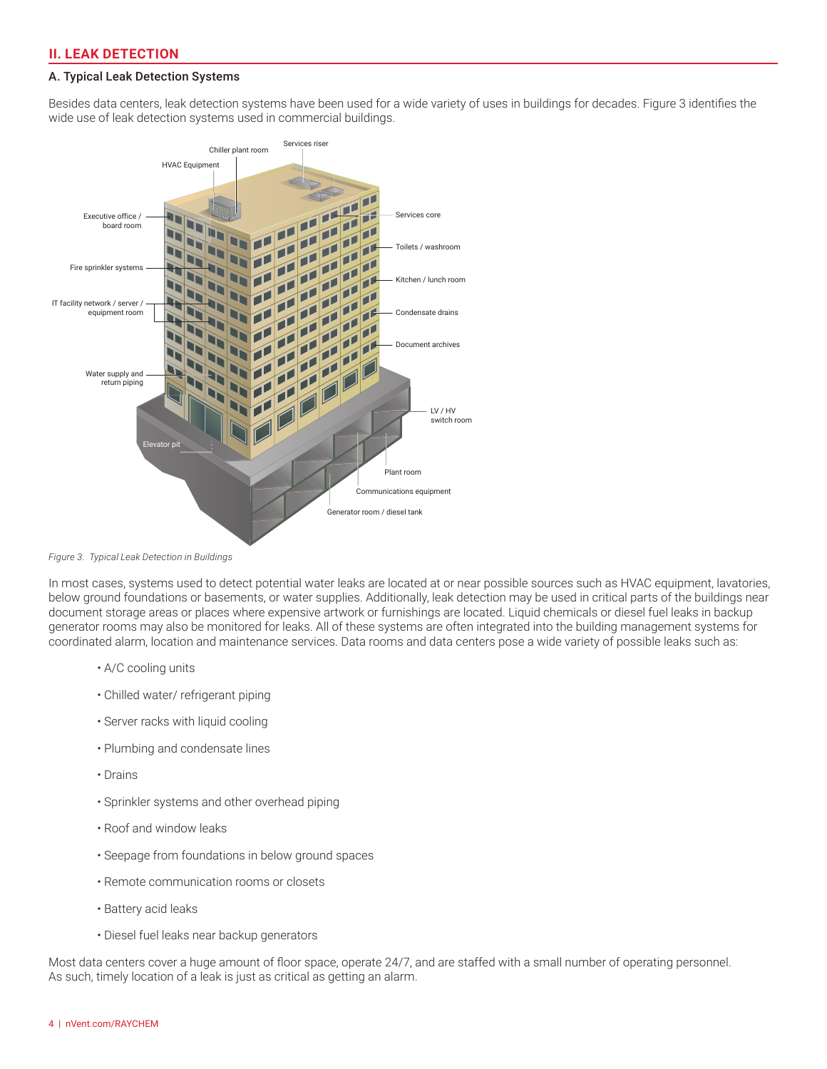## II. LEAK DETECTION

### A. Typical Leak Detection Systems

Besides data centers, leak detection systems have been used for a wide variety of uses in buildings for decades. Figure 3 identifies the wide use of leak detection systems used in commercial buildings.

*Figure 3. Typical Leak Detection in Buildings*

In most cases, systems used to detect potential water leaks are located at or near possible sources such as HVAC equipment, lavatories, below ground foundations or basements, or water supplies. Additionally, leak detection may be used in critical parts of the buildings near document storage areas or places where expensive artwork or furnishings are located. Liquid chemicals or diesel fuel leaks in backup generator rooms may also be monitored for leaks. All of these systems are often integrated into the building management systems for coordinated alarm, location and maintenance services. Data rooms and data centers pose a wide variety of possible leaks such as:

- A/C cooling units
- Chilled water/ refrigerant piping
- Server racks with liquid cooling
- Plumbing and condensate lines
- Drains
- Sprinkler systems and other overhead piping
- Roof and window leaks
- Seepage from foundations in below ground spaces
- Remote communication rooms or closets
- Battery acid leaks
- Diesel fuel leaks near backup generators

Most data centers cover a huge amount of floor space, operate 24/7, and are staffed with a small number of operating personnel. As such, timely location of a leak is just as critical as getting an alarm.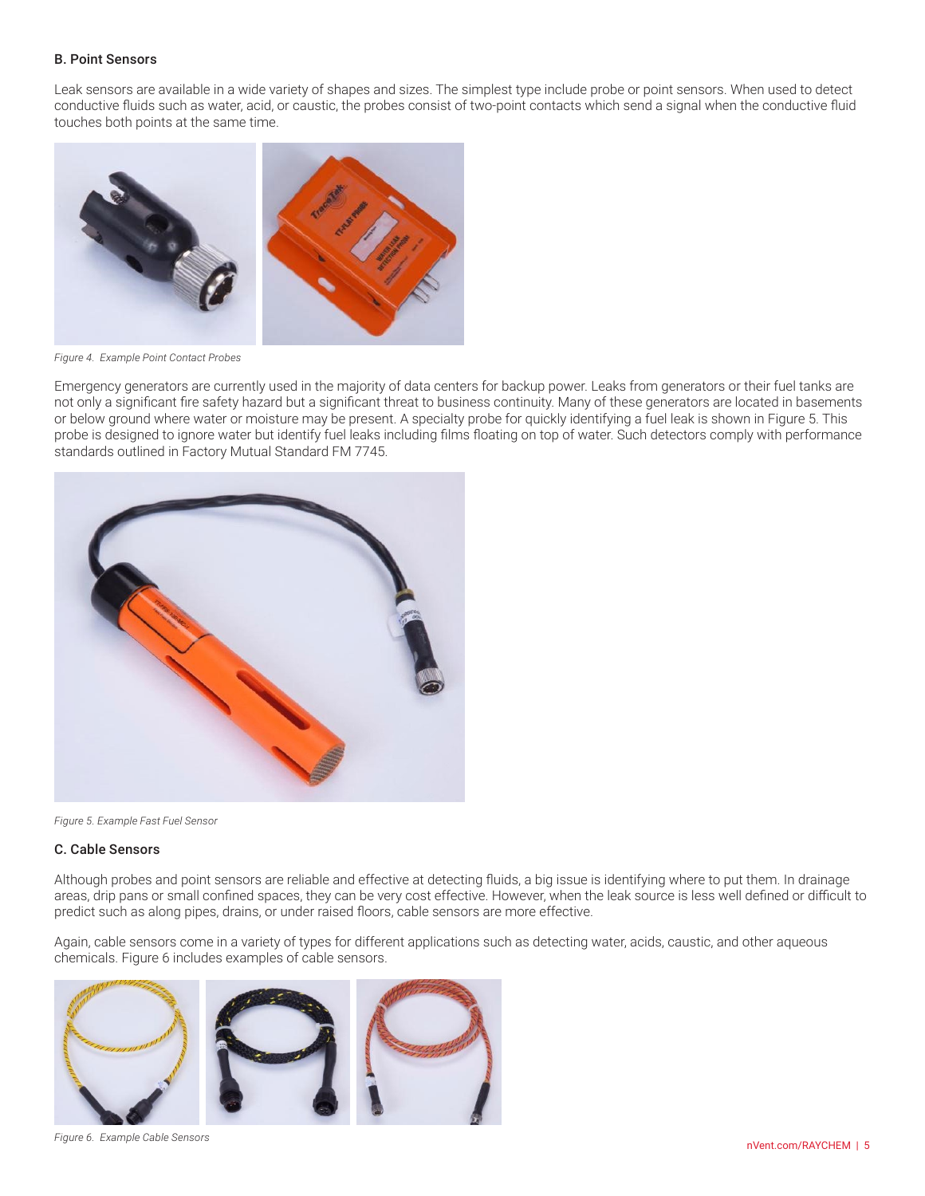### B. Point Sensors

Leak sensors are available in a wide variety of shapes and sizes. The simplest type include probe or point sensors. When used to detect conductive fluids such as water, acid, or caustic, the probes consist of two-point contacts which send a signal when the conductive fluid touches both points at the same time.

*Figure 4. Example Point Contact Probes*

Emergency generators are currently used in the majority of data centers for backup power. Leaks from generators or their fuel tanks are not only a significant fire safety hazard but a significant threat to business continuity. Many of these generators are located in basements or below ground where water or moisture may be present. A specialty probe for quickly identifying a fuel leak is shown in Figure 5. This probe is designed to ignore water but identify fuel leaks including films floating on top of water. Such detectors comply with performance standards outlined in Factory Mutual Standard FM 7745.

*Figure 5. Example Fast Fuel Sensor*

### C. Cable Sensors

Although probes and point sensors are reliable and effective at detecting fluids, a big issue is identifying where to put them. In drainage areas, drip pans or small confined spaces, they can be very cost effective. However, when the leak source is less well defined or difficult to predict such as along pipes, drains, or under raised floors, cable sensors are more effective.

Again, cable sensors come in a variety of types for different applications such as detecting water, acids, caustic, and other aqueous chemicals. Figure 6 includes examples of cable sensors.

*Figure 6. Example Cable Sensors*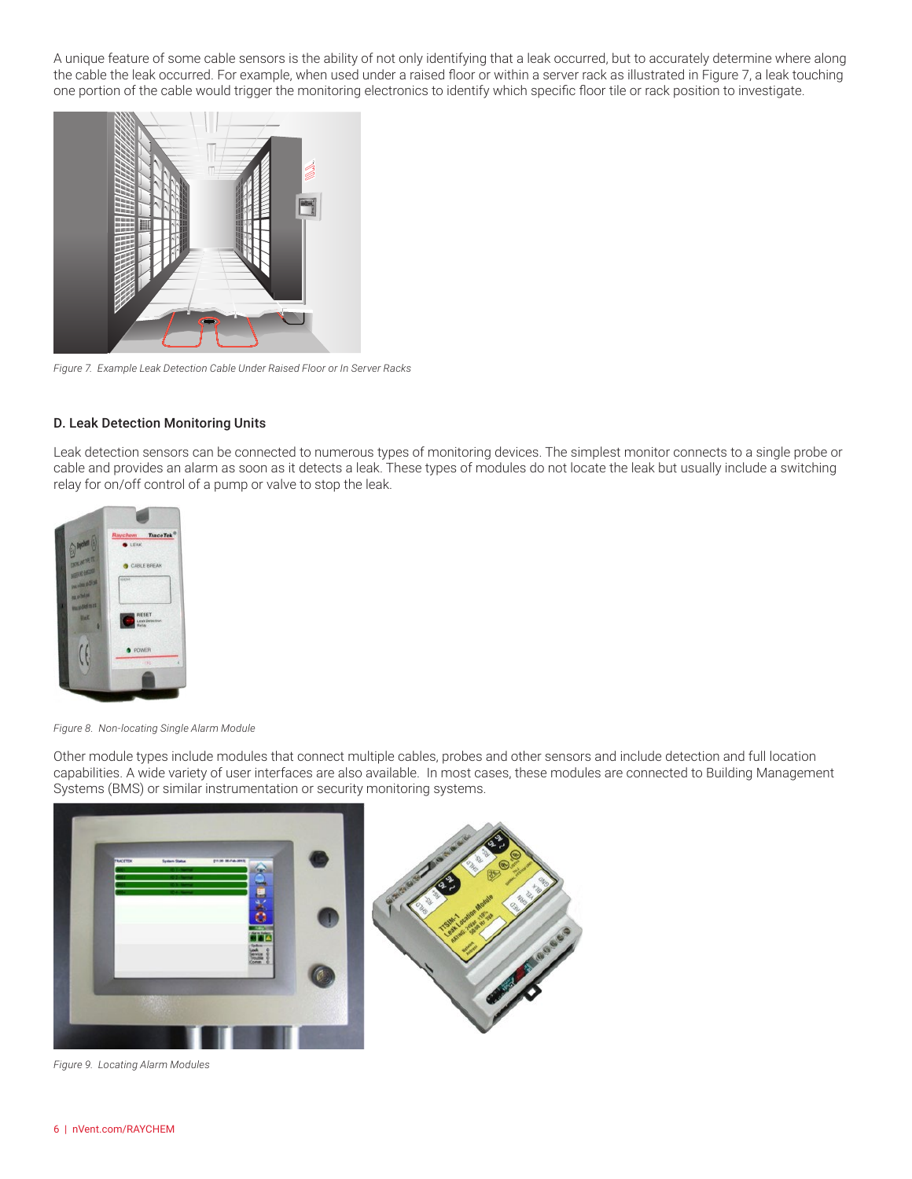A unique feature of some cable sensors is the ability of not only identifying that a leak occurred, but to accurately determine where along the cable the leak occurred. For example, when used under a raised floor or within a server rack as illustrated in Figure 7, a leak touching one portion of the cable would trigger the monitoring electronics to identify which specific floor tile or rack position to investigate.

*Figure 7. Example Leak Detection Cable Under Raised Floor or In Server Racks*

### D. Leak Detection Monitoring Units

Leak detection sensors can be connected to numerous types of monitoring devices. The simplest monitor connects to a single probe or cable and provides an alarm as soon as it detects a leak. These types of modules do not locate the leak but usually include a switching relay for on/off control of a pump or valve to stop the leak.

*Figure 8. Non-locating Single Alarm Module*

Other module types include modules that connect multiple cables, probes and other sensors and include detection and full location capabilities. A wide variety of user interfaces are also available. In most cases, these modules are connected to Building Management Systems (BMS) or similar instrumentation or security monitoring systems.

*Figure 9. Locating Alarm Modules*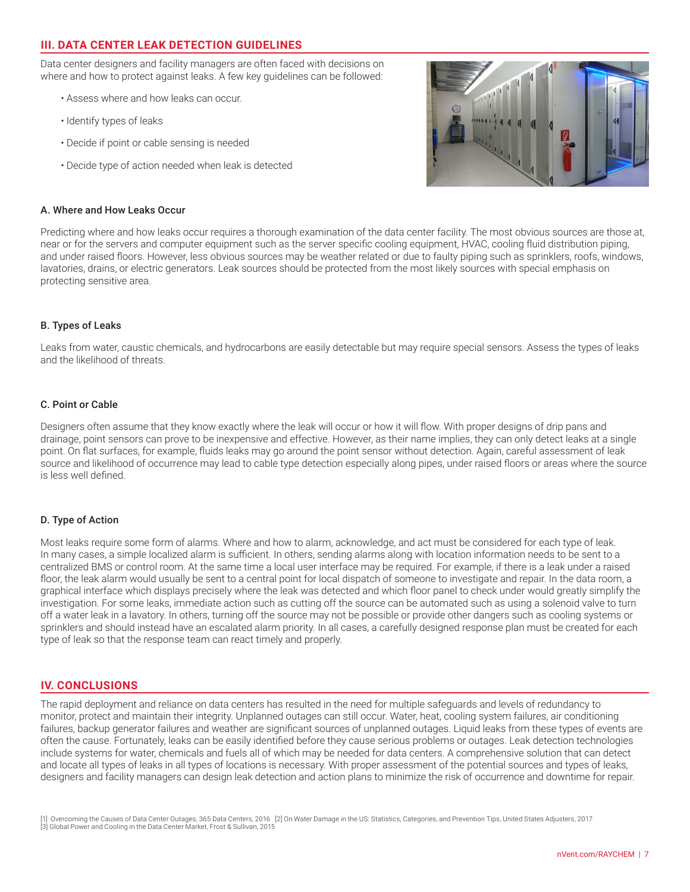## III. DATA CENTER LEAK DETECTION GUIDELINES

Data center designers and facility managers are often faced with decisions on where and how to protect against leaks. A few key guidelines can be followed:

- Assess where and how leaks can occur.
- Identify types of leaks
- Decide if point or cable sensing is needed
- Decide type of action needed when leak is detected

### A. Where and How Leaks Occur

Predicting where and how leaks occur requires a thorough examination of the data center facility. The most obvious sources are those at, near or for the servers and computer equipment such as the server specific cooling equipment, HVAC, cooling fluid distribution piping, and under raised floors. However, less obvious sources may be weather related or due to faulty piping such as sprinklers, roofs, windows, lavatories, drains, or electric generators. Leak sources should be protected from the most likely sources with special emphasis on protecting sensitive area.

### B. Types of Leaks

Leaks from water, caustic chemicals, and hydrocarbons are easily detectable but may require special sensors. Assess the types of leaks and the likelihood of threats.

### C. Point or Cable

Designers often assume that they know exactly where the leak will occur or how it will flow. With proper designs of drip pans and drainage, point sensors can prove to be inexpensive and effective. However, as their name implies, they can only detect leaks at a single point. On flat surfaces, for example, fluids leaks may go around the point sensor without detection. Again, careful assessment of leak source and likelihood of occurrence may lead to cable type detection especially along pipes, under raised floors or areas where the source is less well defined.

### D. Type of Action

Most leaks require some form of alarms. Where and how to alarm, acknowledge, and act must be considered for each type of leak. In many cases, a simple localized alarm is sufficient. In others, sending alarms along with location information needs to be sent to a centralized BMS or control room. At the same time a local user interface may be required. For example, if there is a leak under a raised floor, the leak alarm would usually be sent to a central point for local dispatch of someone to investigate and repair. In the data room, a graphical interface which displays precisely where the leak was detected and which floor panel to check under would greatly simplify the investigation. For some leaks, immediate action such as cutting off the source can be automated such as using a solenoid valve to turn off a water leak in a lavatory. In others, turning off the source may not be possible or provide other dangers such as cooling systems or sprinklers and should instead have an escalated alarm priority. In all cases, a carefully designed response plan must be created for each type of leak so that the response team can react timely and properly.

## IV. CONCLUSIONS

The rapid deployment and reliance on data centers has resulted in the need for multiple safeguards and levels of redundancy to monitor, protect and maintain their integrity. Unplanned outages can still occur. Water, heat, cooling system failures, air conditioning failures, backup generator failures and weather are significant sources of unplanned outages. Liquid leaks from these types of events are often the cause. Fortunately, leaks can be easily identified before they cause serious problems or outages. Leak detection technologies include systems for water, chemicals and fuels all of which may be needed for data centers. A comprehensive solution that can detect and locate all types of leaks in all types of locations is necessary. With proper assessment of the potential sources and types of leaks, designers and facility managers can design leak detection and action plans to minimize the risk of occurrence and downtime for repair.

[1] Overcoming the Causes of Data Center Outages, 365 Data Centers, 2016 [2] On Water Damage in the US: Statistics, Categories, and Prevention Tips, United States Adjusters, 2017
[3] Global Power and Cooling in the Data Center Market, Frost & Sullivan, 2015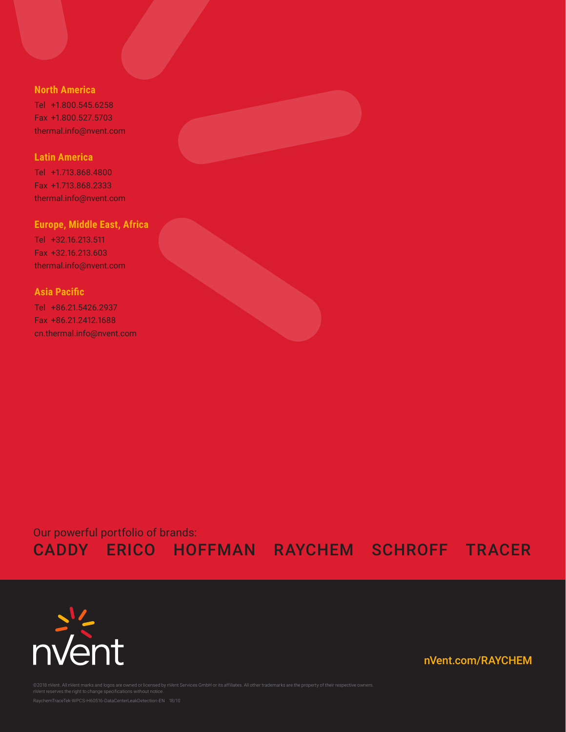### North America

Tel +1.800.545.6258
Fax +1.800.527.5703
thermal.info@nvent.com

### Latin America

Tel +1.713.868.4800
Fax +1.713.868.2333
thermal.info@nvent.com

### Europe, Middle East, Africa

Tel +32.16.213.511
Fax +32.16.213.603
thermal.info@nvent.com

### Asia Pacific

Tel +86.21.5426.2937
Fax +86.21.2412.1688
cn.thermal.info@nvent.com

Our powerful portfolio of brands:
CADDY ERICO HOFFMAN RAYCHEM SCHROFF TRACER

nVent

nVent.com/RAYCHEM

©2018 nVent. All nVent marks and logos are owned or licensed by nVent Services GmbH or its affiliates. All other trademarks are the property of their respective owners.
nVent reserves the right to change specifications without notice.

RaychemTraceTek-WPCS-H60516-DataCenterLeakDetection-EN 18/10